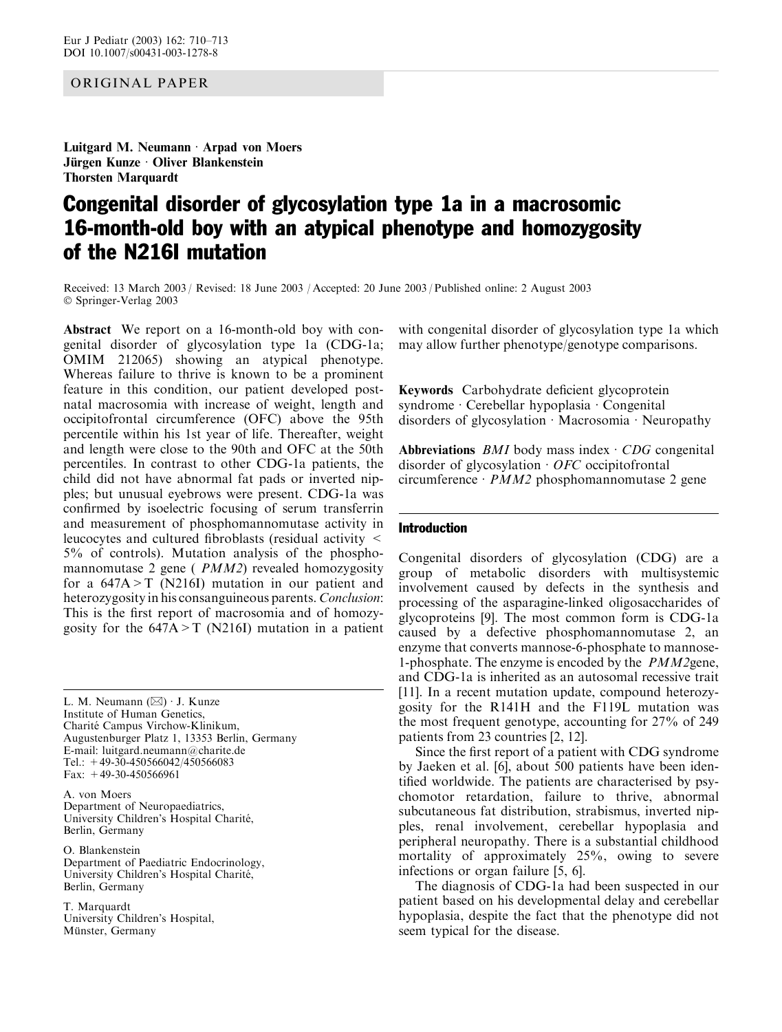ORIGINAL PAPER

**Luitgard M. Neumann · Arpad von Moers Jürgen Kunze · Oliver Blankenstein Thorsten Marquardt**

# Congenital disorder of glycosylation type 1a in a macrosomic 16-month-old boy with an atypical phenotype and homozygosity of the N216I mutation

Received: 13 March 2003 / Revised: 18 June 2003 / Accepted: 20 June 2003 / Published online: 2 August 2003
© Springer-Verlag 2003

**Abstract** We report on a 16-month-old boy with congenital disorder of glycosylation type 1a (CDG-1a; OMIM 212065) showing an atypical phenotype. Whereas failure to thrive is known to be a prominent feature in this condition, our patient developed postnatal macrosomia with increase of weight, length and occipitofrontal circumference (OFC) above the 95th percentile within his 1st year of life. Thereafter, weight and length were close to the 90th and OFC at the 50th percentiles. In contrast to other CDG-1a patients, the child did not have abnormal fat pads or inverted nipples; but unusual eyebrows were present. CDG-1a was confirmed by isoelectric focusing of serum transferrin and measurement of phosphomannomutase activity in leucocytes and cultured fibroblasts (residual activity < 5% of controls). Mutation analysis of the phosphomannomutase 2 gene ( *PMM2*) revealed homozygosity for a 647A > T (N216I) mutation in our patient and heterozygosity in his consanguineous parents. *Conclusion*: This is the first report of macrosomia and of homozygosity for the 647A > T (N216I) mutation in a patient with congenital disorder of glycosylation type 1a which may allow further phenotype/genotype comparisons.

**Keywords** Carbohydrate deficient glycoprotein syndrome · Cerebellar hypoplasia · Congenital disorders of glycosylation · Macrosomia · Neuropathy

**Abbreviations** *BMI* body mass index · *CDG* congenital disorder of glycosylation · *OFC* occipitofrontal circumference · *PMM2* phosphomannomutase 2 gene

L. M. Neumann (✉) · J. Kunze
Institute of Human Genetics,
Charité Campus Virchow-Klinikum,
Augustenburger Platz 1, 13353 Berlin, Germany
E-mail: luitgard.neumann@charite.de
Tel.: +49-30-450566042/450566083
Fax: +49-30-450566961

A. von Moers
Department of Neuropaediatrics,
University Children's Hospital Charité,
Berlin, Germany

O. Blankenstein
Department of Paediatric Endocrinology,
University Children's Hospital Charité,
Berlin, Germany

T. Marquardt
University Children's Hospital,
Münster, Germany

## Introduction

Congenital disorders of glycosylation (CDG) are a group of metabolic disorders with multisystemic involvement caused by defects in the synthesis and processing of the asparagine-linked oligosaccharides of glycoproteins [9]. The most common form is CDG-1a caused by a defective phosphomannomutase 2, an enzyme that converts mannose-6-phosphate to mannose-1-phosphate. The enzyme is encoded by the *PMM2*gene, and CDG-1a is inherited as an autosomal recessive trait [11]. In a recent mutation update, compound heterozygosity for the R141H and the F119L mutation was the most frequent genotype, accounting for 27% of 249 patients from 23 countries [2, 12].

Since the first report of a patient with CDG syndrome by Jaeken et al. [6], about 500 patients have been identified worldwide. The patients are characterised by psychomotor retardation, failure to thrive, abnormal subcutaneous fat distribution, strabismus, inverted nipples, renal involvement, cerebellar hypoplasia and peripheral neuropathy. There is a substantial childhood mortality of approximately 25%, owing to severe infections or organ failure [5, 6].

The diagnosis of CDG-1a had been suspected in our patient based on his developmental delay and cerebellar hypoplasia, despite the fact that the phenotype did not seem typical for the disease.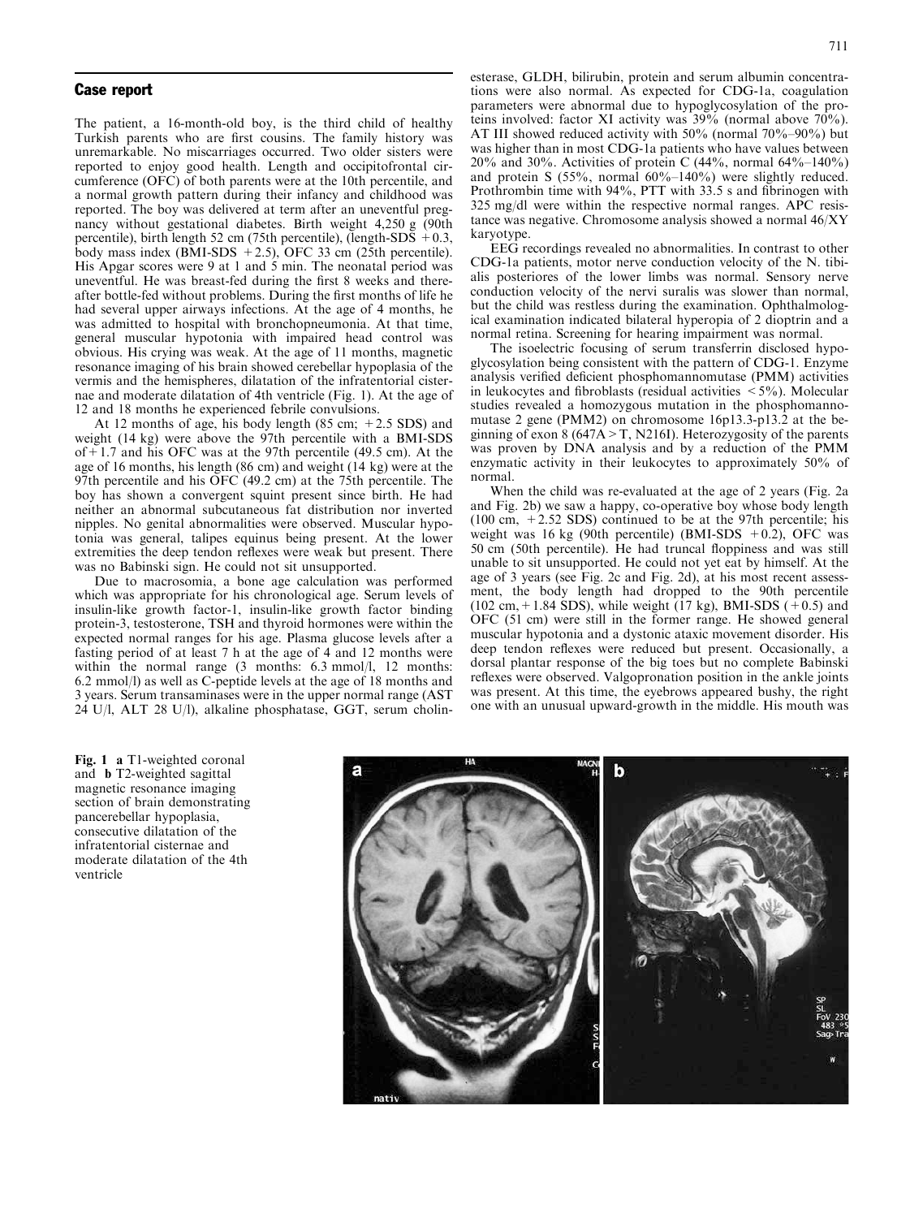## Case report

The patient, a 16-month-old boy, is the third child of healthy Turkish parents who are first cousins. The family history was unremarkable. No miscarriages occurred. Two older sisters were reported to enjoy good health. Length and occipitofrontal circumference (OFC) of both parents were at the 10th percentile, and a normal growth pattern during their infancy and childhood was reported. The boy was delivered at term after an uneventful pregnancy without gestational diabetes. Birth weight 4,250 g (90th percentile), birth length 52 cm (75th percentile), (length-SDS +0.3, body mass index (BMI-SDS +2.5), OFC 33 cm (25th percentile). His Apgar scores were 9 at 1 and 5 min. The neonatal period was uneventful. He was breast-fed during the first 8 weeks and thereafter bottle-fed without problems. During the first months of life he had several upper airways infections. At the age of 4 months, he was admitted to hospital with bronchopneumonia. At that time, general muscular hypotonia with impaired head control was obvious. His crying was weak. At the age of 11 months, magnetic resonance imaging of his brain showed cerebellar hypoplasia of the vermis and the hemispheres, dilatation of the infratentorial cisternae and moderate dilatation of 4th ventricle (Fig. 1). At the age of 12 and 18 months he experienced febrile convulsions.

At 12 months of age, his body length (85 cm; +2.5 SDS) and weight (14 kg) were above the 97th percentile with a BMI-SDS of +1.7 and his OFC was at the 97th percentile (49.5 cm). At the age of 16 months, his length (86 cm) and weight (14 kg) were at the 97th percentile and his OFC (49.2 cm) at the 75th percentile. The boy has shown a convergent squint present since birth. He had neither an abnormal subcutaneous fat distribution nor inverted nipples. No genital abnormalities were observed. Muscular hypotonia was general, talipes equinus being present. At the lower extremities the deep tendon reflexes were weak but present. There was no Babinski sign. He could not sit unsupported.

Due to macrosomia, a bone age calculation was performed which was appropriate for his chronological age. Serum levels of insulin-like growth factor-1, insulin-like growth factor binding protein-3, testosterone, TSH and thyroid hormones were within the expected normal ranges for his age. Plasma glucose levels after a fasting period of at least 7 h at the age of 4 and 12 months were within the normal range (3 months: 6.3 mmol/l, 12 months: 6.2 mmol/l) as well as C-peptide levels at the age of 18 months and 3 years. Serum transaminases were in the upper normal range (AST 24 U/l, ALT 28 U/l), alkaline phosphatase, GGT, serum cholinesterase, GLDH, bilirubin, protein and serum albumin concentrations were also normal. As expected for CDG-1a, coagulation parameters were abnormal due to hypoglycosylation of the proteins involved: factor XI activity was 39% (normal above 70%). AT III showed reduced activity with 50% (normal 70%–90%) but was higher than in most CDG-1a patients who have values between 20% and 30%. Activities of protein C (44%, normal 64%–140%) and protein S (55%, normal 60%–140%) were slightly reduced. Prothrombin time with 94%, PTT with 33.5 s and fibrinogen with 325 mg/dl were within the respective normal ranges. APC resistance was negative. Chromosome analysis showed a normal 46/XY karyotype.

EEG recordings revealed no abnormalities. In contrast to other CDG-1a patients, motor nerve conduction velocity of the N. tibialis posteriores of the lower limbs was normal. Sensory nerve conduction velocity of the nervi suralis was slower than normal, but the child was restless during the examination. Ophthalmological examination indicated bilateral hyperopia of 2 dioptrin and a normal retina. Screening for hearing impairment was normal.

The isoelectric focusing of serum transferrin disclosed hypoglycosylation being consistent with the pattern of CDG-1. Enzyme analysis verified deficient phosphomannomutase (PMM) activities in leukocytes and fibroblasts (residual activities <5%). Molecular studies revealed a homozygous mutation in the phosphomannomutase 2 gene (PMM2) on chromosome 16p13.3-p13.2 at the beginning of exon 8 (647A>T, N216I). Heterozygosity of the parents was proven by DNA analysis and by a reduction of the PMM enzymatic activity in their leukocytes to approximately 50% of normal.

When the child was re-evaluated at the age of 2 years (Fig. 2a and Fig. 2b) we saw a happy, co-operative boy whose body length (100 cm, +2.52 SDS) continued to be at the 97th percentile; his weight was 16 kg (90th percentile) (BMI-SDS +0.2), OFC was 50 cm (50th percentile). He had truncal floppiness and was still unable to sit unsupported. He could not yet eat by himself. At the age of 3 years (see Fig. 2c and Fig. 2d), at his most recent assessment, the body length had dropped to the 90th percentile (102 cm, +1.84 SDS), while weight (17 kg), BMI-SDS (+0.5) and OFC (51 cm) were still in the former range. He showed general muscular hypotonia and a dystonic ataxic movement disorder. His deep tendon reflexes were reduced but present. Occasionally, a dorsal plantar response of the big toes but no complete Babinski reflexes were observed. Valgopronation position in the ankle joints was present. At this time, the eyebrows appeared bushy, the right one with an unusual upward-growth in the middle. His mouth was

**Fig. 1** **a** T1-weighted coronal and **b** T2-weighted sagittal magnetic resonance imaging section of brain demonstrating pancerebellar hypoplasia, consecutive dilatation of the infratentorial cisternae and moderate dilatation of the 4th ventricle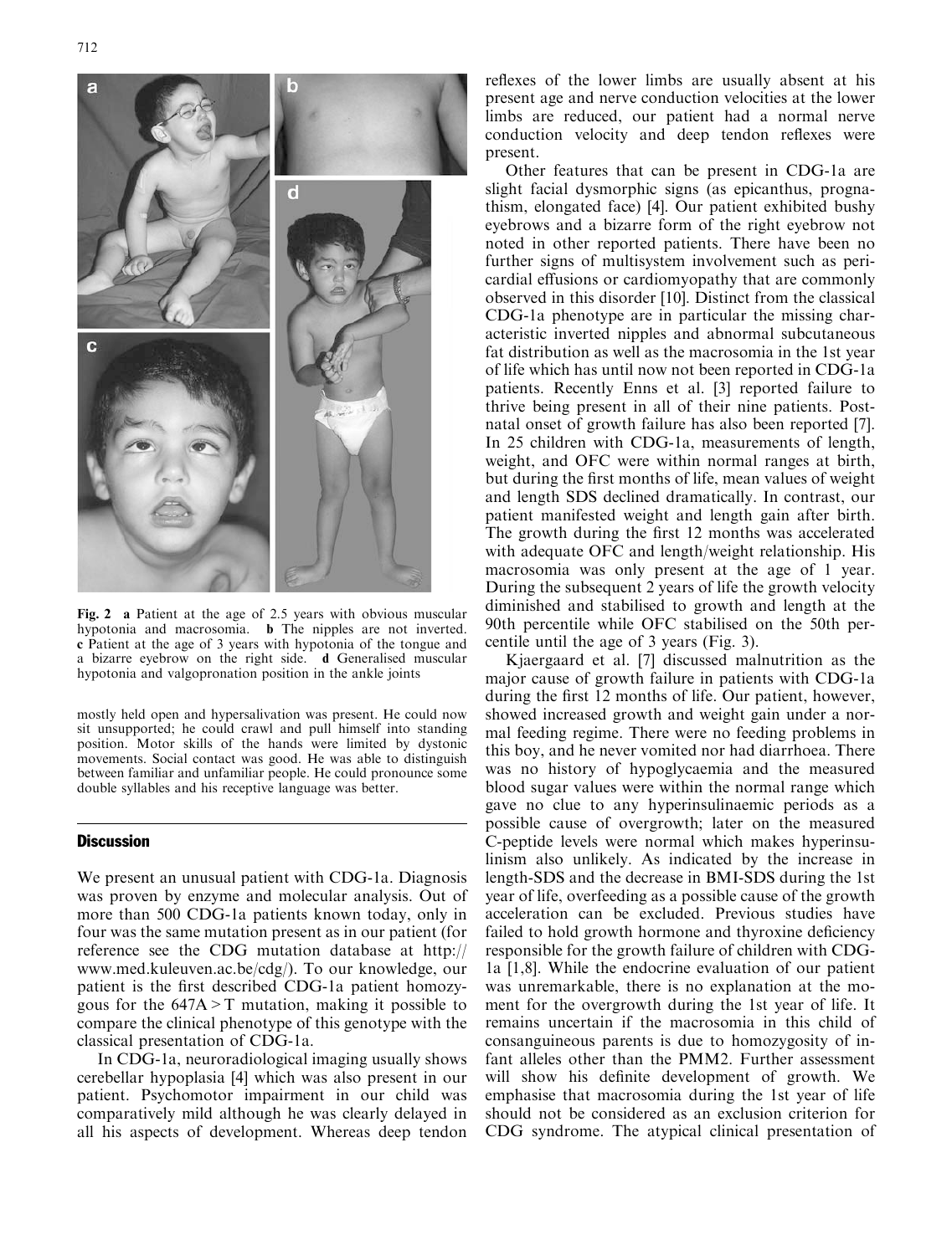Fig. 2 a Patient at the age of 2.5 years with obvious muscular hypotonia and macrosomia. b The nipples are not inverted. c Patient at the age of 3 years with hypotonia of the tongue and a bizarre eyebrow on the right side. d Generalised muscular hypotonia and valgopronation position in the ankle joints

mostly held open and hypersalivation was present. He could now sit unsupported; he could crawl and pull himself into standing position. Motor skills of the hands were limited by dystonic movements. Social contact was good. He was able to distinguish between familiar and unfamiliar people. He could pronounce some double syllables and his receptive language was better.

## Discussion

We present an unusual patient with CDG-1a. Diagnosis was proven by enzyme and molecular analysis. Out of more than 500 CDG-1a patients known today, only in four was the same mutation present as in our patient (for reference see the CDG mutation database at http://www.med.kuleuven.ac.be/cdg/). To our knowledge, our patient is the first described CDG-1a patient homozygous for the 647A > T mutation, making it possible to compare the clinical phenotype of this genotype with the classical presentation of CDG-1a.

In CDG-1a, neuroradiological imaging usually shows cerebellar hypoplasia [4] which was also present in our patient. Psychomotor impairment in our child was comparatively mild although he was clearly delayed in all his aspects of development. Whereas deep tendon reflexes of the lower limbs are usually absent at his present age and nerve conduction velocities at the lower limbs are reduced, our patient had a normal nerve conduction velocity and deep tendon reflexes were present.

Other features that can be present in CDG-1a are slight facial dysmorphic signs (as epicanthus, prognathism, elongated face) [4]. Our patient exhibited bushy eyebrows and a bizarre form of the right eyebrow not noted in other reported patients. There have been no further signs of multisystem involvement such as pericardial effusions or cardiomyopathy that are commonly observed in this disorder [10]. Distinct from the classical CDG-1a phenotype are in particular the missing characteristic inverted nipples and abnormal subcutaneous fat distribution as well as the macrosomia in the 1st year of life which has until now not been reported in CDG-1a patients. Recently Enns et al. [3] reported failure to thrive being present in all of their nine patients. Postnatal onset of growth failure has also been reported [7]. In 25 children with CDG-1a, measurements of length, weight, and OFC were within normal ranges at birth, but during the first months of life, mean values of weight and length SDS declined dramatically. In contrast, our patient manifested weight and length gain after birth. The growth during the first 12 months was accelerated with adequate OFC and length/weight relationship. His macrosomia was only present at the age of 1 year. During the subsequent 2 years of life the growth velocity diminished and stabilised to growth and length at the 90th percentile while OFC stabilised on the 50th percentile until the age of 3 years (Fig. 3).

Kjaergaard et al. [7] discussed malnutrition as the major cause of growth failure in patients with CDG-1a during the first 12 months of life. Our patient, however, showed increased growth and weight gain under a normal feeding regime. There were no feeding problems in this boy, and he never vomited nor had diarrhoea. There was no history of hypoglycaemia and the measured blood sugar values were within the normal range which gave no clue to any hyperinsulinaemic periods as a possible cause of overgrowth; later on the measured C-peptide levels were normal which makes hyperinsulinism also unlikely. As indicated by the increase in length-SDS and the decrease in BMI-SDS during the 1st year of life, overfeeding as a possible cause of the growth acceleration can be excluded. Previous studies have failed to hold growth hormone and thyroxine deficiency responsible for the growth failure of children with CDG-1a [1,8]. While the endocrine evaluation of our patient was unremarkable, there is no explanation at the moment for the overgrowth during the 1st year of life. It remains uncertain if the macrosomia in this child of consanguineous parents is due to homozygosity of infant alleles other than the PMM2. Further assessment will show his definite development of growth. We emphasise that macrosomia during the 1st year of life should not be considered as an exclusion criterion for CDG syndrome. The atypical clinical presentation of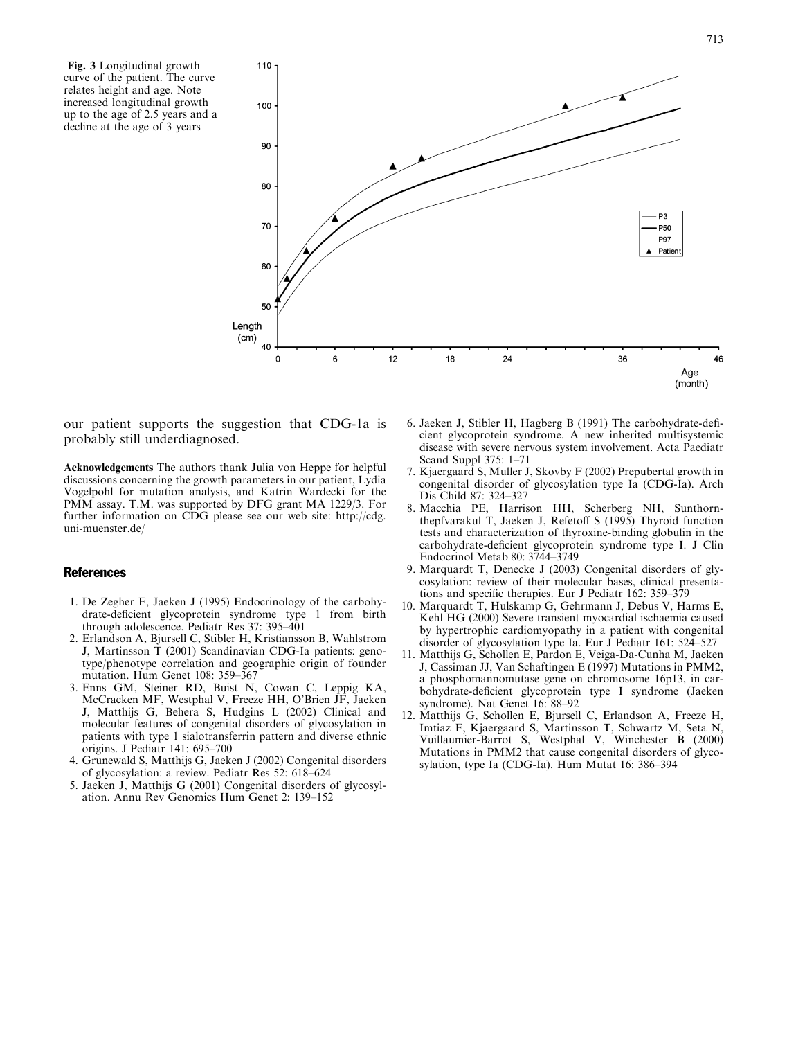**Fig. 3** Longitudinal growth curve of the patient. The curve relates height and age. Note increased longitudinal growth up to the age of 2.5 years and a decline at the age of 3 years

our patient supports the suggestion that CDG-1a is probably still underdiagnosed.

**Acknowledgements** The authors thank Julia von Heppe for helpful discussions concerning the growth parameters in our patient, Lydia Vogelpohl for mutation analysis, and Katrin Wardecki for the PMM assay. T.M. was supported by DFG grant MA 1229/3. For further information on CDG please see our web site: http://cdg.uni-muenster.de/

## References

1. De Zegher F, Jaeken J (1995) Endocrinology of the carbohydrate-deficient glycoprotein syndrome type 1 from birth through adolescence. Pediatr Res 37: 395–401
2. Erlandson A, Bjursell C, Stibler H, Kristiansson B, Wahlstrom J, Martinsson T (2001) Scandinavian CDG-Ia patients: genotype/phenotype correlation and geographic origin of founder mutation. Hum Genet 108: 359–367
3. Enns GM, Steiner RD, Buist N, Cowan C, Leppig KA, McCracken MF, Westphal V, Freeze HH, O'Brien JF, Jaeken J, Matthijs G, Behera S, Hudgins L (2002) Clinical and molecular features of congenital disorders of glycosylation in patients with type 1 sialotransferrin pattern and diverse ethnic origins. J Pediatr 141: 695–700
4. Grunewald S, Matthijs G, Jaeken J (2002) Congenital disorders of glycosylation: a review. Pediatr Res 52: 618–624
5. Jaeken J, Matthijs G (2001) Congenital disorders of glycosylation. Annu Rev Genomics Hum Genet 2: 139–152
6. Jaeken J, Stibler H, Hagberg B (1991) The carbohydrate-deficient glycoprotein syndrome. A new inherited multisystemic disease with severe nervous system involvement. Acta Paediatr Scand Suppl 375: 1–71
7. Kjaergaard S, Muller J, Skovby F (2002) Prepubertal growth in congenital disorder of glycosylation type Ia (CDG-Ia). Arch Dis Child 87: 324–327
8. Macchia PE, Harrison HH, Scherberg NH, Sunthornthepfvarakul T, Jaeken J, Refetoff S (1995) Thyroid function tests and characterization of thyroxine-binding globulin in the carbohydrate-deficient glycoprotein syndrome type I. J Clin Endocrinol Metab 80: 3744–3749
9. Marquardt T, Denecke J (2003) Congenital disorders of glycosylation: review of their molecular bases, clinical presentations and specific therapies. Eur J Pediatr 162: 359–379
10. Marquardt T, Hulskamp G, Gehrmann J, Debus V, Harms E, Kehl HG (2000) Severe transient myocardial ischaemia caused by hypertrophic cardiomyopathy in a patient with congenital disorder of glycosylation type Ia. Eur J Pediatr 161: 524–527
11. Matthijs G, Schollen E, Pardon E, Veiga-Da-Cunha M, Jaeken J, Cassiman JJ, Van Schaftingen E (1997) Mutations in PMM2, a phosphomannomutase gene on chromosome 16p13, in carbohydrate-deficient glycoprotein type I syndrome (Jaeken syndrome). Nat Genet 16: 88–92
12. Matthijs G, Schollen E, Bjursell C, Erlandson A, Freeze H, Imtiaz F, Kjaergaard S, Martinsson T, Schwartz M, Seta N, Vuillaumier-Barrot S, Westphal V, Winchester B (2000) Mutations in PMM2 that cause congenital disorders of glycosylation, type Ia (CDG-Ia). Hum Mutat 16: 386–394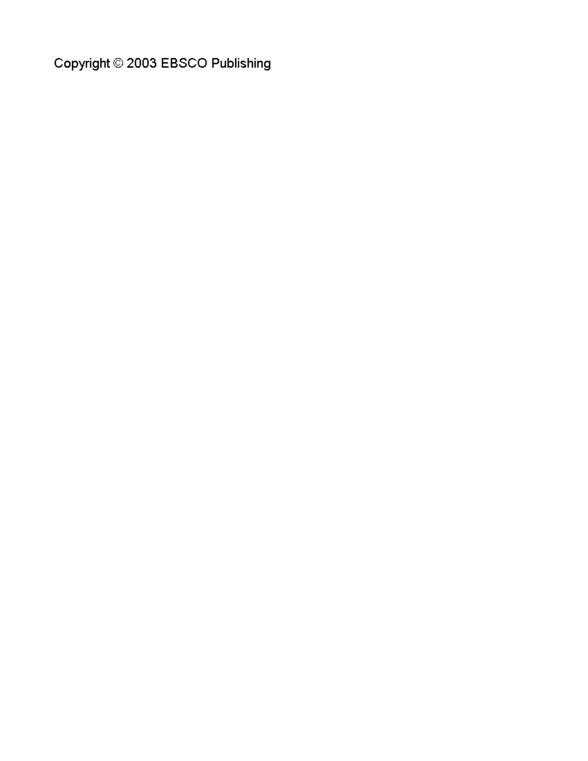Copyright © 2003 EBSCO Publishing